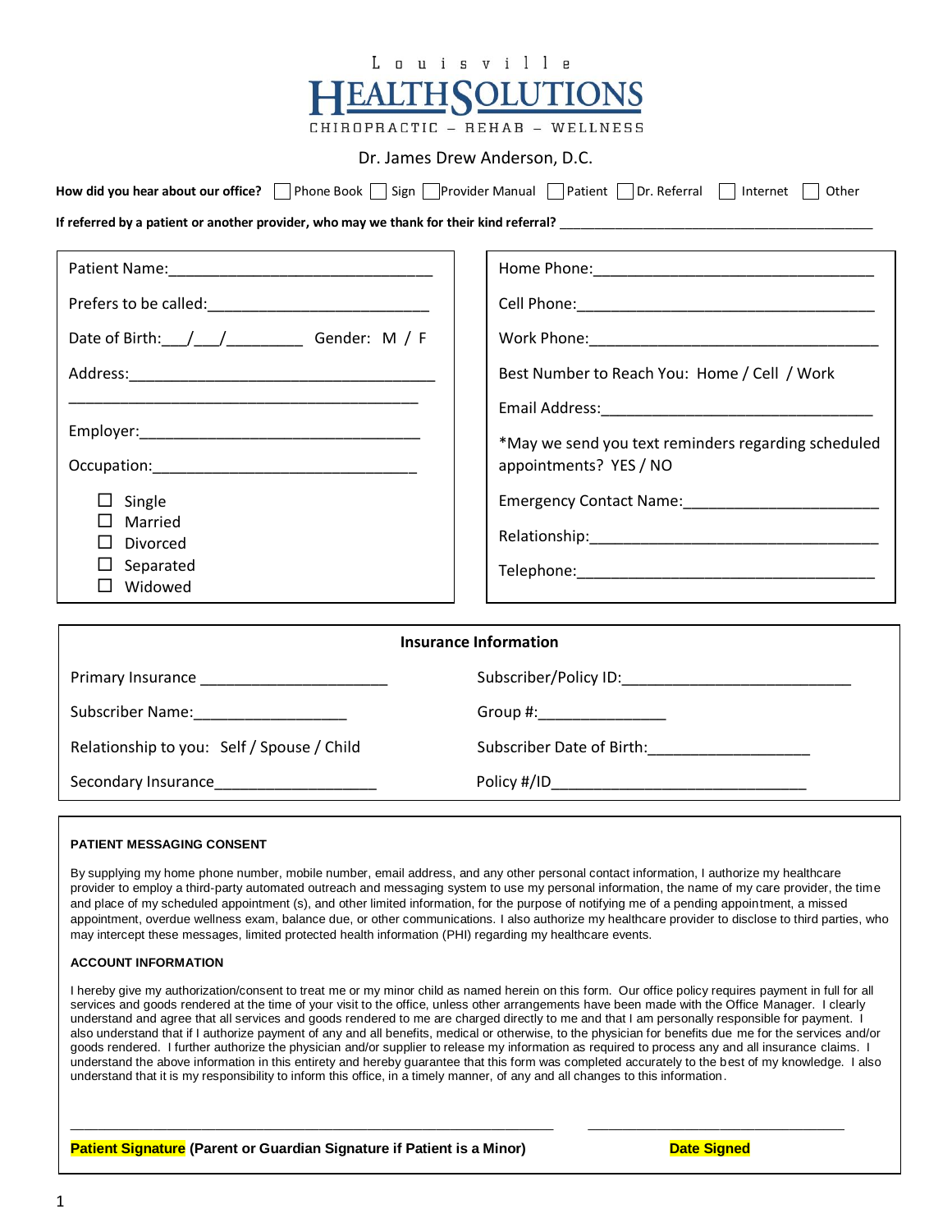# Louisville HEALTH SOLUTIONS

CHIROPRACTIC – REHAB – WELLNESS

Dr. James Drew Anderson, D.C.

**How did you hear about our office?** ☐ Phone Book ☐ Sign ☐ Provider Manual ☐ Patient ☐ Dr. Referral ☐ Internet ☐ Other

**If referred by a patient or another provider, who may we thank for their kind referral?** ___________________________________________

Patient Name:_______________________________

Prefers to be called:_________________________

Date of Birth:___/___/_________ Gender: M / F

Address:____________________________________

____________________________________________

Employer:_________________________________

Occupation:_______________________________

☐ Single
☐ Married
☐ Divorced
☐ Separated
☐ Widowed

Home Phone:_________________________________

Cell Phone:__________________________________

Work Phone:__________________________________

Best Number to Reach You: Home / Cell / Work

Email Address:________________________________

*May we send you text reminders regarding scheduled appointments? YES / NO

Emergency Contact Name:______________________

Relationship:_________________________________

Telephone:___________________________________

## Insurance Information

Primary Insurance ______________________

Subscriber/Policy ID:___________________________

Subscriber Name:__________________

Group #:_______________

Relationship to you: Self / Spouse / Child

Subscriber Date of Birth:___________________

Secondary Insurance___________________

Policy #/ID______________________________

### PATIENT MESSAGING CONSENT

By supplying my home phone number, mobile number, email address, and any other personal contact information, I authorize my healthcare provider to employ a third-party automated outreach and messaging system to use my personal information, the name of my care provider, the time and place of my scheduled appointment (s), and other limited information, for the purpose of notifying me of a pending appointment, a missed appointment, overdue wellness exam, balance due, or other communications. I also authorize my healthcare provider to disclose to third parties, who may intercept these messages, limited protected health information (PHI) regarding my healthcare events.

### ACCOUNT INFORMATION

I hereby give my authorization/consent to treat me or my minor child as named herein on this form. Our office policy requires payment in full for all services and goods rendered at the time of your visit to the office, unless other arrangements have been made with the Office Manager. I clearly understand and agree that all services and goods rendered to me are charged directly to me and that I am personally responsible for payment. I also understand that if I authorize payment of any and all benefits, medical or otherwise, to the physician for benefits due me for the services and/or goods rendered. I further authorize the physician and/or supplier to release my information as required to process any and all insurance claims. I understand the above information in this entirety and hereby guarantee that this form was completed accurately to the best of my knowledge. I also understand that it is my responsibility to inform this office, in a timely manner, of any and all changes to this information.

_____________________________________________________________ ________________________________

**Patient Signature (Parent or Guardian Signature if Patient is a Minor)** **Date Signed**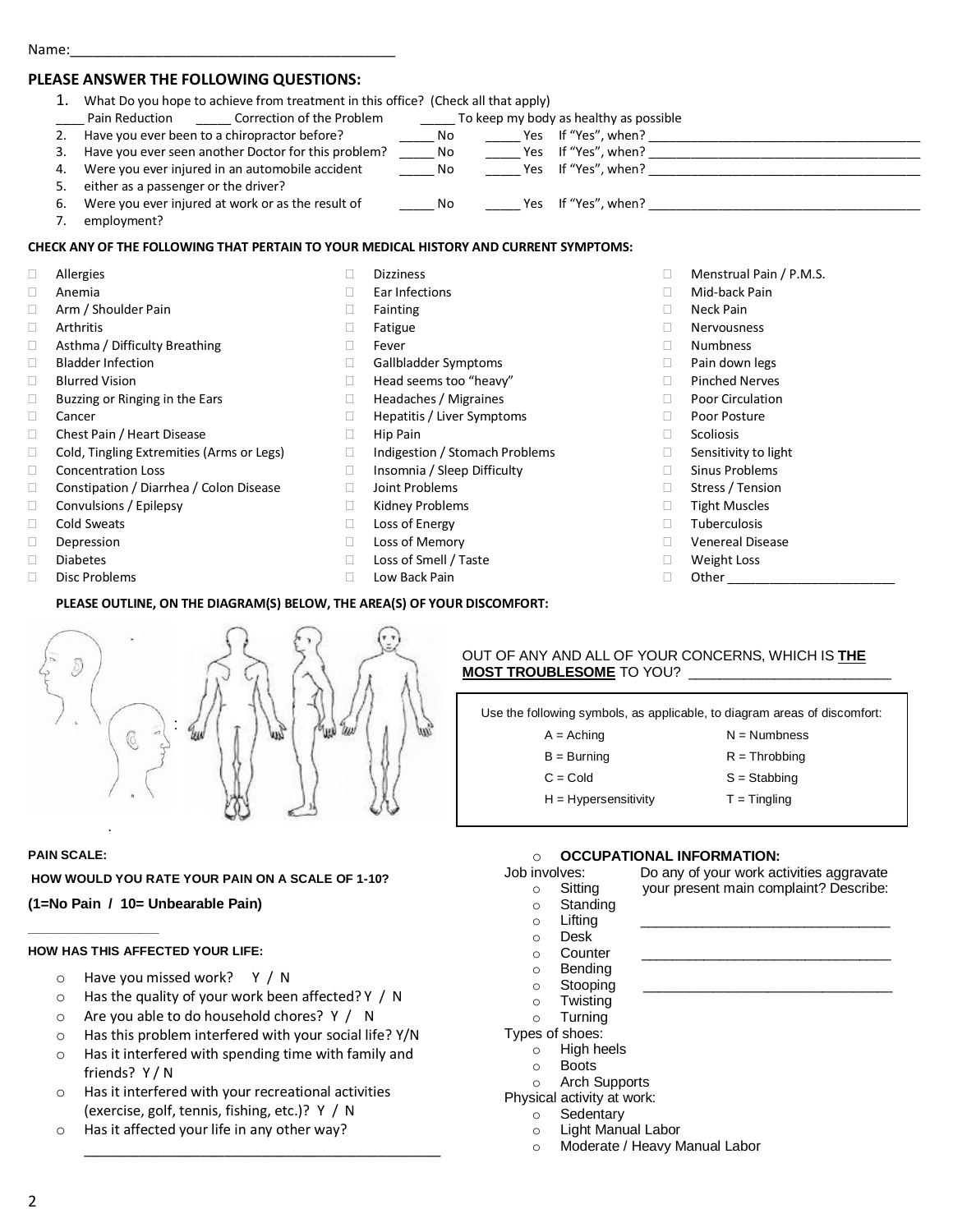Name:_____________________________________________

## PLEASE ANSWER THE FOLLOWING QUESTIONS:

1. What Do you hope to achieve from treatment in this office? (Check all that apply)
   ____ Pain Reduction _____ Correction of the Problem _____ To keep my body as healthy as possible
2. Have you ever been to a chiropractor before? _____ No _____ Yes If "Yes", when? ________________________
3. Have you ever seen another Doctor for this problem? _____ No _____ Yes If "Yes", when? ________________________
4. Were you ever injured in an automobile accident _____ No _____ Yes If "Yes", when? ________________________
5. either as a passenger or the driver?
6. Were you ever injured at work or as the result of _____ No _____ Yes If "Yes", when? ________________________
7. employment?

### CHECK ANY OF THE FOLLOWING THAT PERTAIN TO YOUR MEDICAL HISTORY AND CURRENT SYMPTOMS:

- ☐ Allergies
- ☐ Anemia
- ☐ Arm / Shoulder Pain
- ☐ Arthritis
- ☐ Asthma / Difficulty Breathing
- ☐ Bladder Infection
- ☐ Blurred Vision
- ☐ Buzzing or Ringing in the Ears
- ☐ Cancer
- ☐ Chest Pain / Heart Disease
- ☐ Cold, Tingling Extremities (Arms or Legs)
- ☐ Concentration Loss
- ☐ Constipation / Diarrhea / Colon Disease
- ☐ Convulsions / Epilepsy
- ☐ Cold Sweats
- ☐ Depression
- ☐ Diabetes
- ☐ Disc Problems
- ☐ Dizziness
- ☐ Ear Infections
- ☐ Fainting
- ☐ Fatigue
- ☐ Fever
- ☐ Gallbladder Symptoms
- ☐ Head seems too "heavy"
- ☐ Headaches / Migraines
- ☐ Hepatitis / Liver Symptoms
- ☐ Hip Pain
- ☐ Indigestion / Stomach Problems
- ☐ Insomnia / Sleep Difficulty
- ☐ Joint Problems
- ☐ Kidney Problems
- ☐ Loss of Energy
- ☐ Loss of Memory
- ☐ Loss of Smell / Taste
- ☐ Low Back Pain
- ☐ Menstrual Pain / P.M.S.
- ☐ Mid-back Pain
- ☐ Neck Pain
- ☐ Nervousness
- ☐ Numbness
- ☐ Pain down legs
- ☐ Pinched Nerves
- ☐ Poor Circulation
- ☐ Poor Posture
- ☐ Scoliosis
- ☐ Sensitivity to light
- ☐ Sinus Problems
- ☐ Stress / Tension
- ☐ Tight Muscles
- ☐ Tuberculosis
- ☐ Venereal Disease
- ☐ Weight Loss
- ☐ Other ______________________

### PLEASE OUTLINE, ON THE DIAGRAM(S) BELOW, THE AREA(S) OF YOUR DISCOMFORT:

OUT OF ANY AND ALL OF YOUR CONCERNS, WHICH IS **THE MOST TROUBLESOME** TO YOU? ________________________

Use the following symbols, as applicable, to diagram areas of discomfort:

| | |
|---|---|
| A = Aching | N = Numbness |
| B = Burning | R = Throbbing |
| C = Cold | S = Stabbing |
| H = Hypersensitivity | T = Tingling |

### PAIN SCALE:

**HOW WOULD YOU RATE YOUR PAIN ON A SCALE OF 1-10?**

**(1=No Pain / 10= Unbearable Pain)**

__________________

### HOW HAS THIS AFFECTED YOUR LIFE:

- Have you missed work? Y / N
- Has the quality of your work been affected? Y / N
- Are you able to do household chores? Y / N
- Has this problem interfered with your social life? Y/N
- Has it interfered with spending time with family and friends? Y / N
- Has it interfered with your recreational activities (exercise, golf, tennis, fishing, etc.)? Y / N
- Has it affected your life in any other way?
  _____________________________________________

### OCCUPATIONAL INFORMATION:

Job involves:
- Sitting
- Standing
- Lifting
- Desk
- Counter
- Bending
- Stooping
- Twisting
- Turning

Do any of your work activities aggravate your present main complaint? Describe:

________________________________

________________________________

________________________________

Types of shoes:
- High heels
- Boots
- Arch Supports

Physical activity at work:
- Sedentary
- Light Manual Labor
- Moderate / Heavy Manual Labor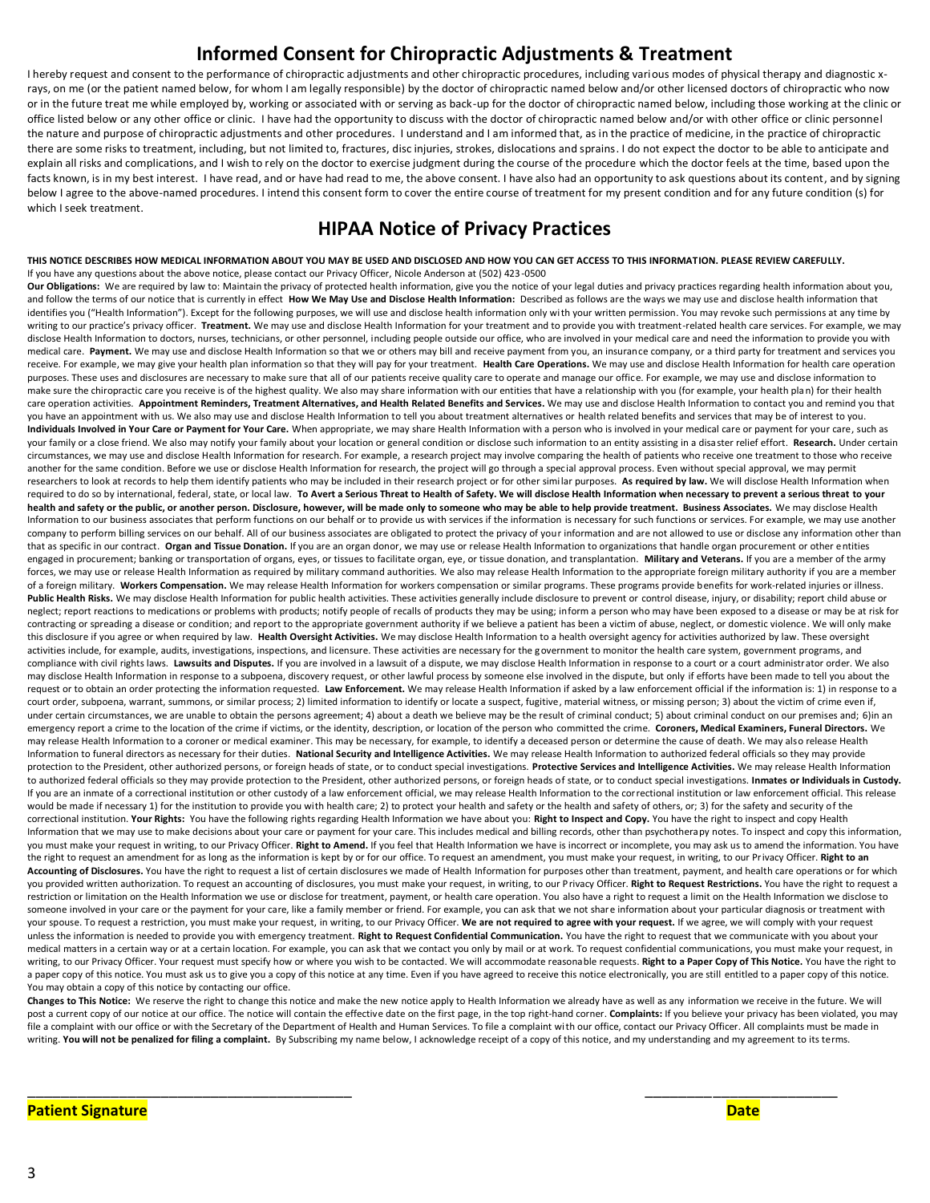# Informed Consent for Chiropractic Adjustments & Treatment

I hereby request and consent to the performance of chiropractic adjustments and other chiropractic procedures, including various modes of physical therapy and diagnostic x-rays, on me (or the patient named below, for whom I am legally responsible) by the doctor of chiropractic named below and/or other licensed doctors of chiropractic who now or in the future treat me while employed by, working or associated with or serving as back-up for the doctor of chiropractic named below, including those working at the clinic or office listed below or any other office or clinic. I have had the opportunity to discuss with the doctor of chiropractic named below and/or with other office or clinic personnel the nature and purpose of chiropractic adjustments and other procedures. I understand and I am informed that, as in the practice of medicine, in the practice of chiropractic there are some risks to treatment, including, but not limited to, fractures, disc injuries, strokes, dislocations and sprains. I do not expect the doctor to be able to anticipate and explain all risks and complications, and I wish to rely on the doctor to exercise judgment during the course of the procedure which the doctor feels at the time, based upon the facts known, is in my best interest. I have read, and or have had read to me, the above consent. I have also had an opportunity to ask questions about its content, and by signing below I agree to the above-named procedures. I intend this consent form to cover the entire course of treatment for my present condition and for any future condition (s) for which I seek treatment.

# HIPAA Notice of Privacy Practices

**THIS NOTICE DESCRIBES HOW MEDICAL INFORMATION ABOUT YOU MAY BE USED AND DISCLOSED AND HOW YOU CAN GET ACCESS TO THIS INFORMATION. PLEASE REVIEW CAREFULLY.**
If you have any questions about the above notice, please contact our Privacy Officer, Nicole Anderson at (502) 423-0500

**Our Obligations:** We are required by law to: Maintain the privacy of protected health information, give you the notice of your legal duties and privacy practices regarding health information about you, and follow the terms of our notice that is currently in effect **How We May Use and Disclose Health Information:** Described as follows are the ways we may use and disclose health information that identifies you ("Health Information"). Except for the following purposes, we will use and disclose health information only with your written permission. You may revoke such permissions at any time by writing to our practice's privacy officer. **Treatment.** We may use and disclose Health Information for your treatment and to provide you with treatment-related health care services. For example, we may disclose Health Information to doctors, nurses, technicians, or other personnel, including people outside our office, who are involved in your medical care and need the information to provide you with medical care. **Payment.** We may use and disclose Health Information so that we or others may bill and receive payment from you, an insurance company, or a third party for treatment and services you receive. For example, we may give your health plan information so that they will pay for your treatment. **Health Care Operations.** We may use and disclose Health Information for health care operation purposes. These uses and disclosures are necessary to make sure that all of our patients receive quality care to operate and manage our office. For example, we may use and disclose information to make sure the chiropractic care you receive is of the highest quality. We also may share information with our entities that have a relationship with you (for example, your health plan) for their health care operation activities. **Appointment Reminders, Treatment Alternatives, and Health Related Benefits and Services.** We may use and disclose Health Information to contact you and remind you that you have an appointment with us. We also may use and disclose Health Information to tell you about treatment alternatives or health related benefits and services that may be of interest to you. **Individuals Involved in Your Care or Payment for Your Care.** When appropriate, we may share Health Information with a person who is involved in your medical care or payment for your care, such as your family or a close friend. We also may notify your family about your location or general condition or disclose such information to an entity assisting in a disaster relief effort. **Research.** Under certain circumstances, we may use and disclose Health Information for research. For example, a research project may involve comparing the health of patients who receive one treatment to those who receive another for the same condition. Before we use or disclose Health Information for research, the project will go through a special approval process. Even without special approval, we may permit researchers to look at records to help them identify patients who may be included in their research project or for other similar purposes. **As required by law.** We will disclose Health Information when required to do so by international, federal, state, or local law. **To Avert a Serious Threat to Health of Safety. We will disclose Health Information when necessary to prevent a serious threat to your health and safety or the public, or another person. Disclosure, however, will be made only to someone who may be able to help provide treatment. Business Associates.** We may disclose Health Information to our business associates that perform functions on our behalf or to provide us with services if the information is necessary for such functions or services. For example, we may use another company to perform billing services on our behalf. All of our business associates are obligated to protect the privacy of your information and are not allowed to use or disclose any information other than that as specific in our contract. **Organ and Tissue Donation.** If you are an organ donor, we may use or release Health Information to organizations that handle organ procurement or other entities engaged in procurement; banking or transportation of organs, eyes, or tissues to facilitate organ, eye, or tissue donation, and transplantation. **Military and Veterans.** If you are a member of the army forces, we may use or release Health Information as required by military command authorities. We also may release Health Information to the appropriate foreign military authority if you are a member of a foreign military. **Workers Compensation.** We may release Health Information for workers compensation or similar programs. These programs provide benefits for work-related injuries or illness. **Public Health Risks.** We may disclose Health Information for public health activities. These activities generally include disclosure to prevent or control disease, injury, or disability; report child abuse or neglect; report reactions to medications or problems with products; notify people of recalls of products they may be using; inform a person who may have been exposed to a disease or may be at risk for contracting or spreading a disease or condition; and report to the appropriate government authority if we believe a patient has been a victim of abuse, neglect, or domestic violence. We will only make this disclosure if you agree or when required by law. **Health Oversight Activities.** We may disclose Health Information to a health oversight agency for activities authorized by law. These oversight activities include, for example, audits, investigations, inspections, and licensure. These activities are necessary for the government to monitor the health care system, government programs, and compliance with civil rights laws. **Lawsuits and Disputes.** If you are involved in a lawsuit of a dispute, we may disclose Health Information in response to a court or a court administrator order. We also may disclose Health Information in response to a subpoena, discovery request, or other lawful process by someone else involved in the dispute, but only if efforts have been made to tell you about the request or to obtain an order protecting the information requested. **Law Enforcement.** We may release Health Information if asked by a law enforcement official if the information is: 1) in response to a court order, subpoena, warrant, summons, or similar process; 2) limited information to identify or locate a suspect, fugitive, material witness, or missing person; 3) about the victim of crime even if, under certain circumstances, we are unable to obtain the persons agreement; 4) about a death we believe may be the result of criminal conduct; 5) about criminal conduct on our premises and; 6)in an emergency report a crime to the location of the crime if victims, or the identity, description, or location of the person who committed the crime. **Coroners, Medical Examiners, Funeral Directors.** We may release Health Information to a coroner or medical examiner. This may be necessary, for example, to identify a deceased person or determine the cause of death. We may also release Health Information to funeral directors as necessary for their duties. **National Security and Intelligence Activities.** We may release Health Information to authorized federal officials so they may provide protection to the President, other authorized persons, or foreign heads of state, or to conduct special investigations. **Protective Services and Intelligence Activities.** We may release Health Information to authorized federal officials so they may provide protection to the President, other authorized persons, or foreign heads of state, or to conduct special investigations. **Inmates or Individuals in Custody.** If you are an inmate of a correctional institution or other custody of a law enforcement official, we may release Health Information to the correctional institution or law enforcement official. This release would be made if necessary 1) for the institution to provide you with health care; 2) to protect your health and safety or the health and safety of others, or; 3) for the safety and security of the correctional institution. **Your Rights:** You have the following rights regarding Health Information we have about you: **Right to Inspect and Copy.** You have the right to inspect and copy Health Information that we may use to make decisions about your care or payment for your care. This includes medical and billing records, other than psychotherapy notes. To inspect and copy this information, you must make your request in writing, to our Privacy Officer. **Right to Amend.** If you feel that Health Information we have is incorrect or incomplete, you may ask us to amend the information. You have the right to request an amendment for as long as the information is kept by or for our office. To request an amendment, you must make your request, in writing, to our Privacy Officer. **Right to an Accounting of Disclosures.** You have the right to request a list of certain disclosures we made of Health Information for purposes other than treatment, payment, and health care operations or for which you provided written authorization. To request an accounting of disclosures, you must make your request, in writing, to our Privacy Officer. **Right to Request Restrictions.** You have the right to request a restriction or limitation on the Health Information we use or disclose for treatment, payment, or health care operation. You also have a right to request a limit on the Health Information we disclose to someone involved in your care or the payment for your care, like a family member or friend. For example, you can ask that we not share information about your particular diagnosis or treatment with your spouse. To request a restriction, you must make your request, in writing, to our Privacy Officer. **We are not required to agree with your request.** If we agree, we will comply with your request unless the information is needed to provide you with emergency treatment. **Right to Request Confidential Communication.** You have the right to request that we communicate with you about your medical matters in a certain way or at a certain location. For example, you can ask that we contact you only by mail or at work. To request confidential communications, you must make your request, in writing, to our Privacy Officer. Your request must specify how or where you wish to be contacted. We will accommodate reasonable requests. **Right to a Paper Copy of This Notice.** You have the right to a paper copy of this notice. You must ask us to give you a copy of this notice at any time. Even if you have agreed to receive this notice electronically, you are still entitled to a paper copy of this notice. You may obtain a copy of this notice by contacting our office.

**Changes to This Notice:** We reserve the right to change this notice and make the new notice apply to Health Information we already have as well as any information we receive in the future. We will post a current copy of our notice at our office. The notice will contain the effective date on the first page, in the top right-hand corner. **Complaints:** If you believe your privacy has been violated, you may file a complaint with our office or with the Secretary of the Department of Health and Human Services. To file a complaint with our office, contact our Privacy Officer. All complaints must be made in writing. **You will not be penalized for filing a complaint.** By Subscribing my name below, I acknowledge receipt of a copy of this notice, and my understanding and my agreement to its terms.

_______________________________________________ _____________________________

**Patient Signature** **Date**